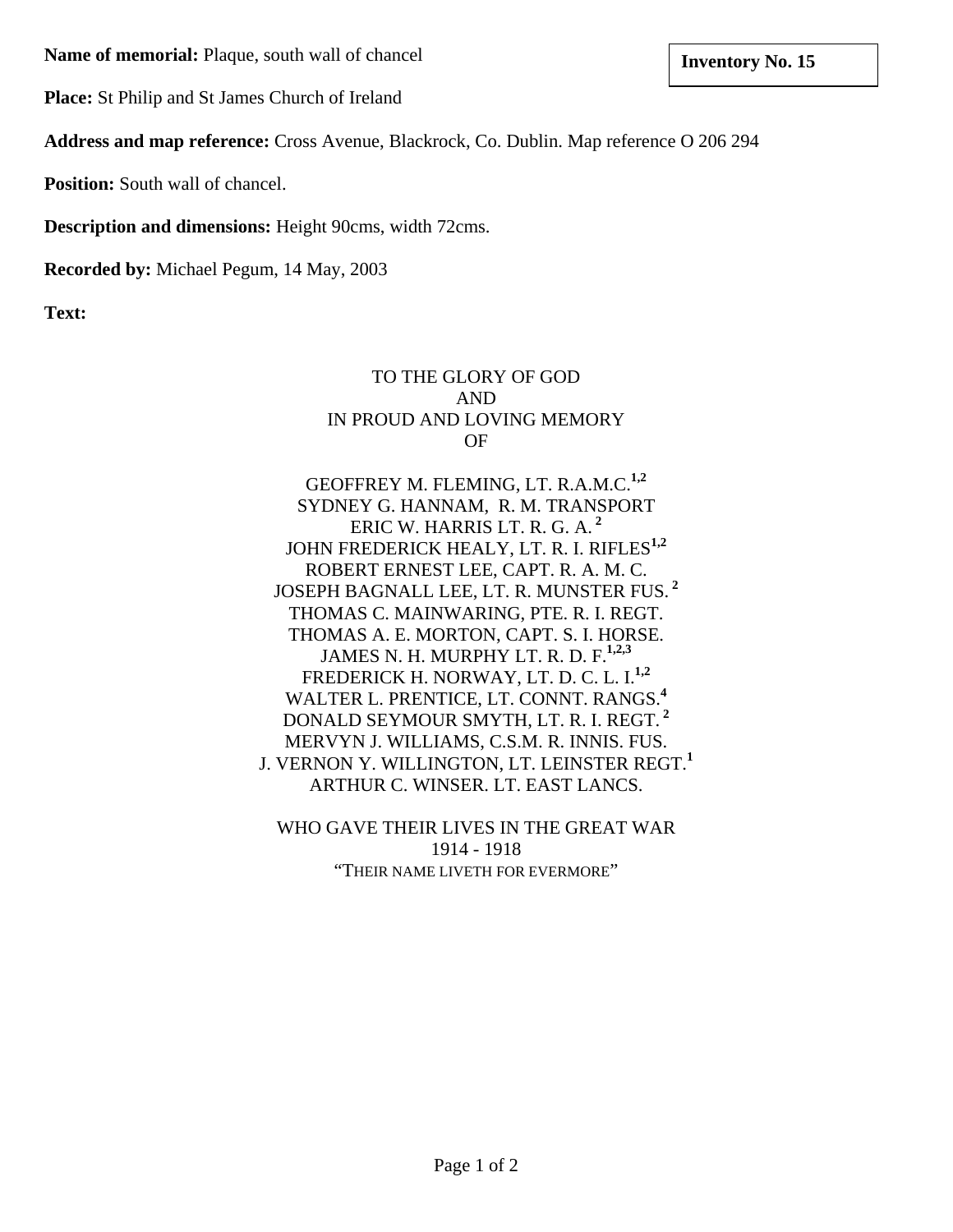**Inventory No. 15**

**Name of memorial:** Plaque, south wall of chancel

**Place:** St Philip and St James Church of Ireland

**Address and map reference:** Cross Avenue, Blackrock, Co. Dublin. Map reference O 206 294

**Position:** South wall of chancel.

**Description and dimensions:** Height 90cms, width 72cms.

**Recorded by:** Michael Pegum, 14 May, 2003

**Text:**

TO THE GLORY OF GOD  
AND  
IN PROUD AND LOVING MEMORY  
OF

GEOFFREY M. FLEMING, LT. R.A.M.C.[1,2]  
SYDNEY G. HANNAM, R. M. TRANSPORT  
ERIC W. HARRIS LT. R. G. A. [2]  
JOHN FREDERICK HEALY, LT. R. I. RIFLES[1,2]  
ROBERT ERNEST LEE, CAPT. R. A. M. C.  
JOSEPH BAGNALL LEE, LT. R. MUNSTER FUS. [2]  
THOMAS C. MAINWARING, PTE. R. I. REGT.  
THOMAS A. E. MORTON, CAPT. S. I. HORSE.  
JAMES N. H. MURPHY LT. R. D. F.[1,2,3]  
FREDERICK H. NORWAY, LT. D. C. L. I.[1,2]  
WALTER L. PRENTICE, LT. CONNT. RANGS.[4]  
DONALD SEYMOUR SMYTH, LT. R. I. REGT. [2]  
MERVYN J. WILLIAMS, C.S.M. R. INNIS. FUS.  
J. VERNON Y. WILLINGTON, LT. LEINSTER REGT.[1]  
ARTHUR C. WINSER. LT. EAST LANCS.

WHO GAVE THEIR LIVES IN THE GREAT WAR  
1914 - 1918  
"THEIR NAME LIVETH FOR EVERMORE"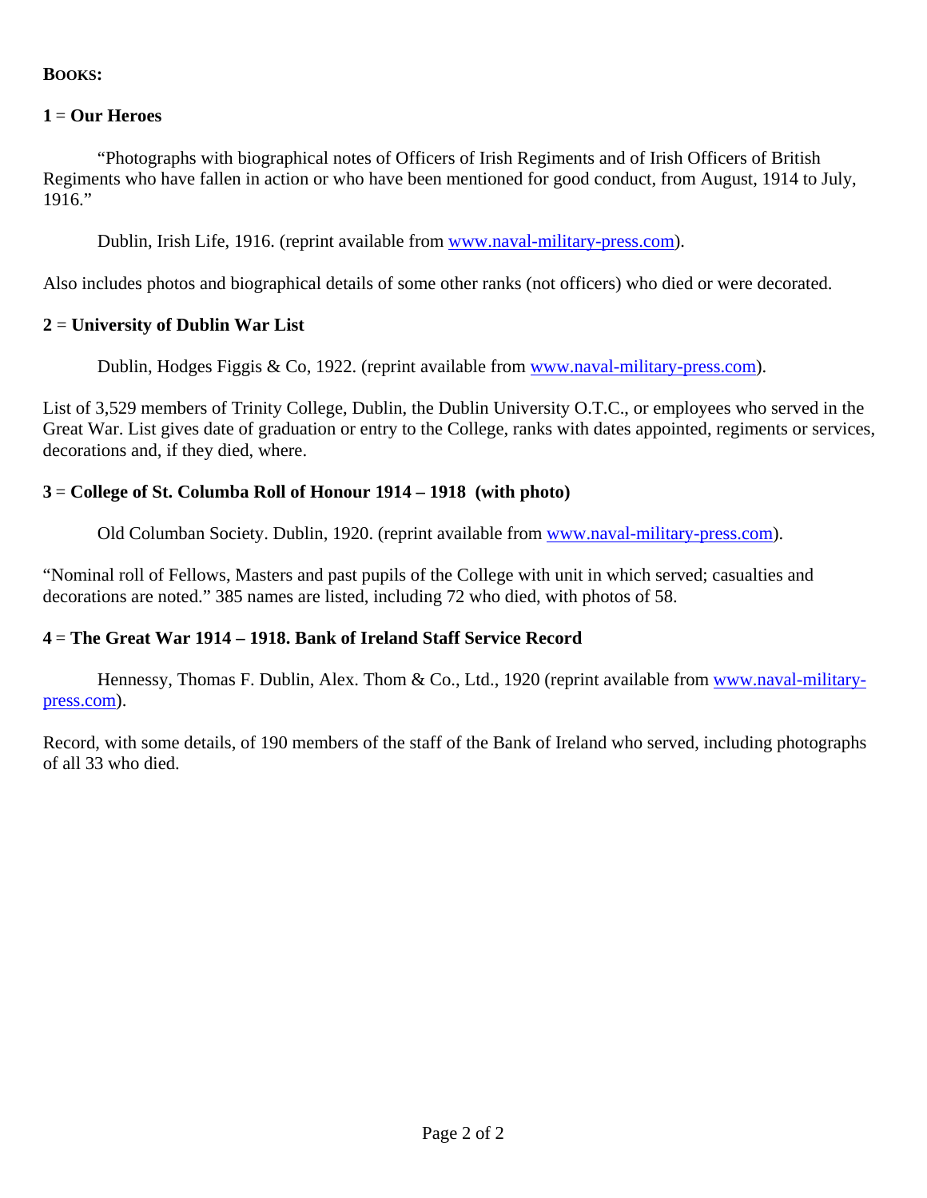**BOOKS:**

**1** = **Our Heroes**

"Photographs with biographical notes of Officers of Irish Regiments and of Irish Officers of British Regiments who have fallen in action or who have been mentioned for good conduct, from August, 1914 to July, 1916."

Dublin, Irish Life, 1916. (reprint available from www.naval-military-press.com).

Also includes photos and biographical details of some other ranks (not officers) who died or were decorated.

**2** = **University of Dublin War List**

Dublin, Hodges Figgis & Co, 1922. (reprint available from www.naval-military-press.com).

List of 3,529 members of Trinity College, Dublin, the Dublin University O.T.C., or employees who served in the Great War. List gives date of graduation or entry to the College, ranks with dates appointed, regiments or services, decorations and, if they died, where.

**3** = **College of St. Columba Roll of Honour 1914 – 1918 (with photo)**

Old Columban Society. Dublin, 1920. (reprint available from www.naval-military-press.com).

"Nominal roll of Fellows, Masters and past pupils of the College with unit in which served; casualties and decorations are noted." 385 names are listed, including 72 who died, with photos of 58.

**4** = **The Great War 1914 – 1918. Bank of Ireland Staff Service Record**

Hennessy, Thomas F. Dublin, Alex. Thom & Co., Ltd., 1920 (reprint available from www.naval-military-press.com).

Record, with some details, of 190 members of the staff of the Bank of Ireland who served, including photographs of all 33 who died.